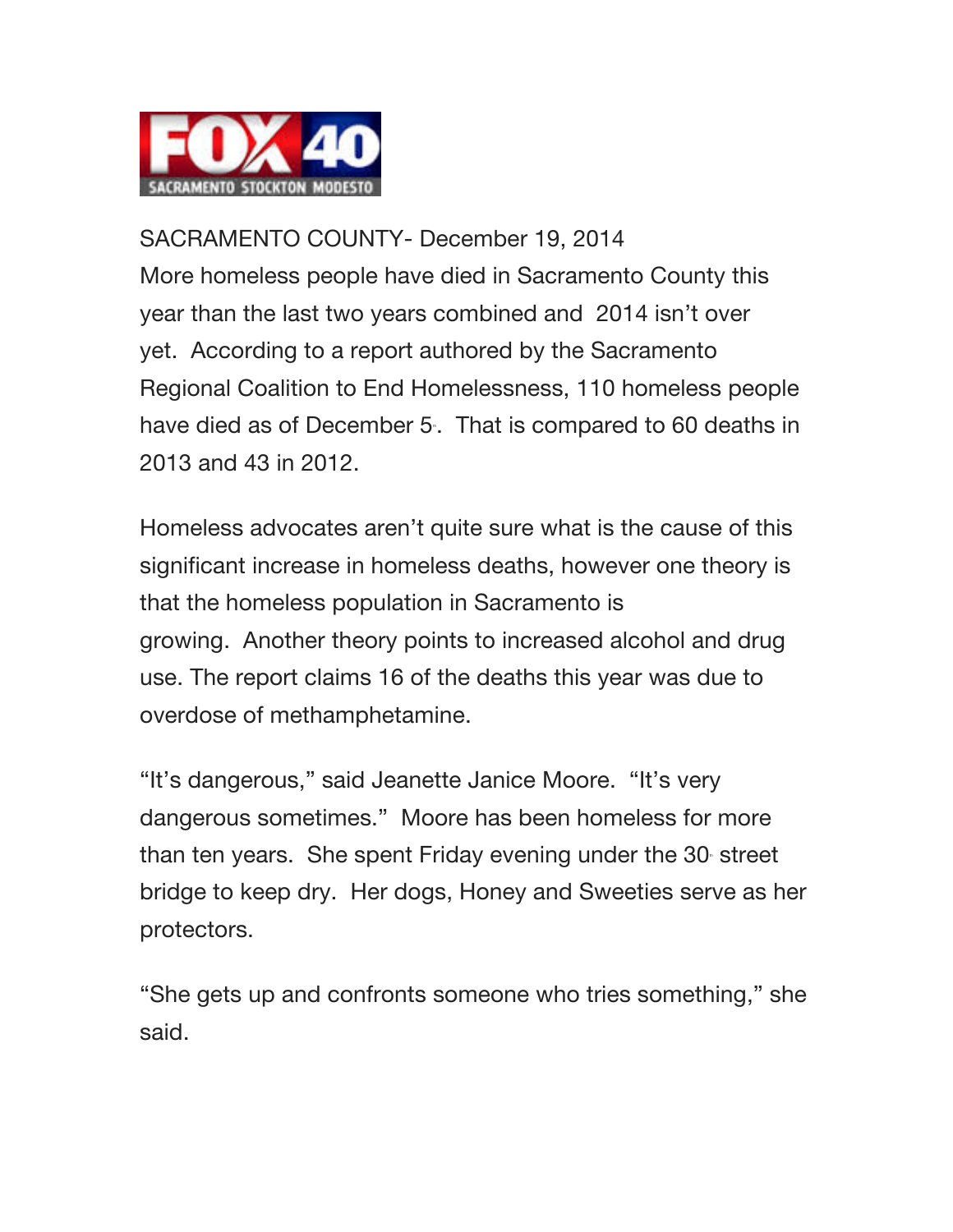FOX 40 SACRAMENTO STOCKTON MODESTO

SACRAMENTO COUNTY- December 19, 2014
More homeless people have died in Sacramento County this year than the last two years combined and 2014 isn't over yet. According to a report authored by the Sacramento Regional Coalition to End Homelessness, 110 homeless people have died as of December 5th. That is compared to 60 deaths in 2013 and 43 in 2012.

Homeless advocates aren't quite sure what is the cause of this significant increase in homeless deaths, however one theory is that the homeless population in Sacramento is growing. Another theory points to increased alcohol and drug use. The report claims 16 of the deaths this year was due to overdose of methamphetamine.

"It's dangerous," said Jeanette Janice Moore. "It's very dangerous sometimes." Moore has been homeless for more than ten years. She spent Friday evening under the 30th street bridge to keep dry. Her dogs, Honey and Sweeties serve as her protectors.

"She gets up and confronts someone who tries something," she said.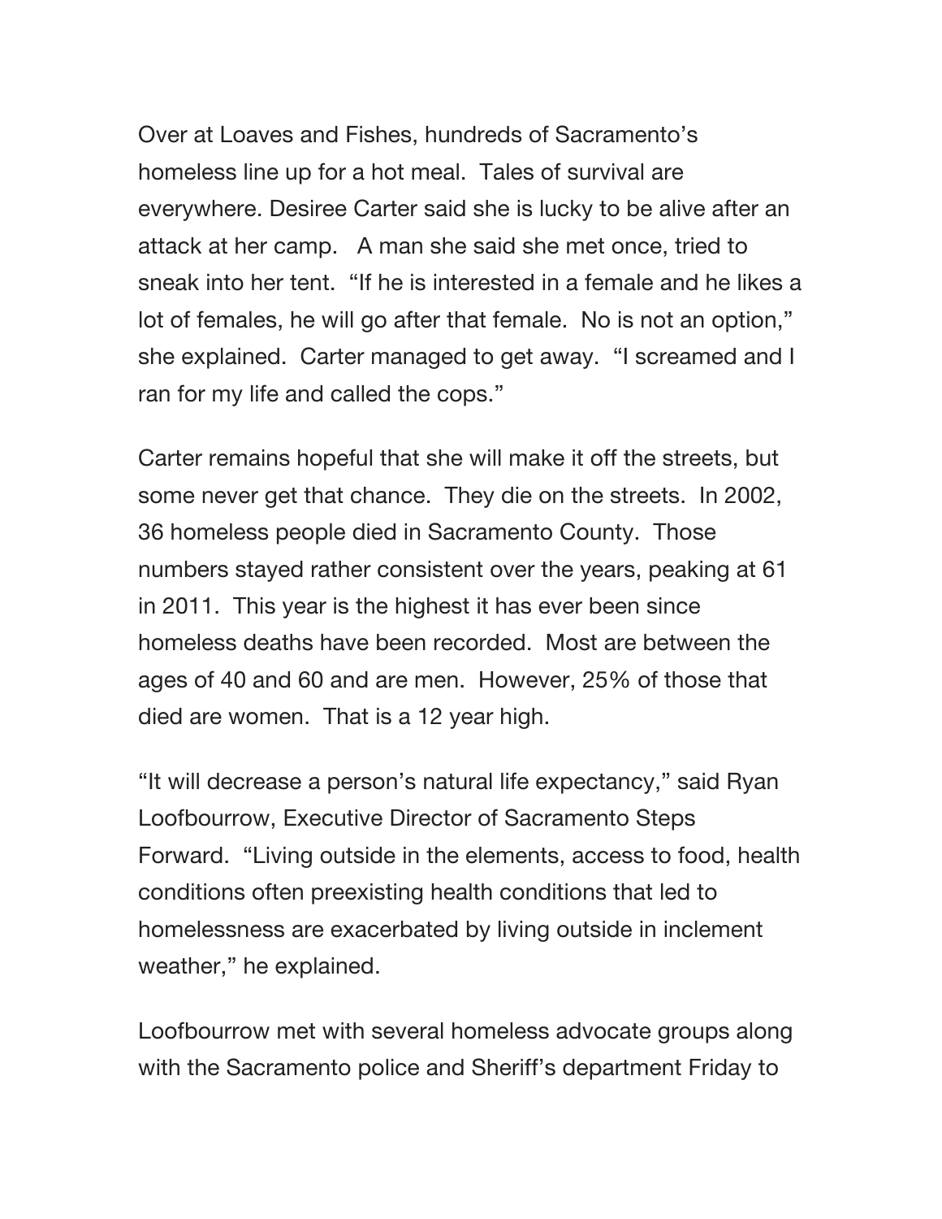Over at Loaves and Fishes, hundreds of Sacramento's homeless line up for a hot meal. Tales of survival are everywhere. Desiree Carter said she is lucky to be alive after an attack at her camp. A man she said she met once, tried to sneak into her tent. "If he is interested in a female and he likes a lot of females, he will go after that female. No is not an option," she explained. Carter managed to get away. "I screamed and I ran for my life and called the cops."

Carter remains hopeful that she will make it off the streets, but some never get that chance. They die on the streets. In 2002, 36 homeless people died in Sacramento County. Those numbers stayed rather consistent over the years, peaking at 61 in 2011. This year is the highest it has ever been since homeless deaths have been recorded. Most are between the ages of 40 and 60 and are men. However, 25% of those that died are women. That is a 12 year high.

"It will decrease a person's natural life expectancy," said Ryan Loofbourrow, Executive Director of Sacramento Steps Forward. "Living outside in the elements, access to food, health conditions often preexisting health conditions that led to homelessness are exacerbated by living outside in inclement weather," he explained.

Loofbourrow met with several homeless advocate groups along with the Sacramento police and Sheriff's department Friday to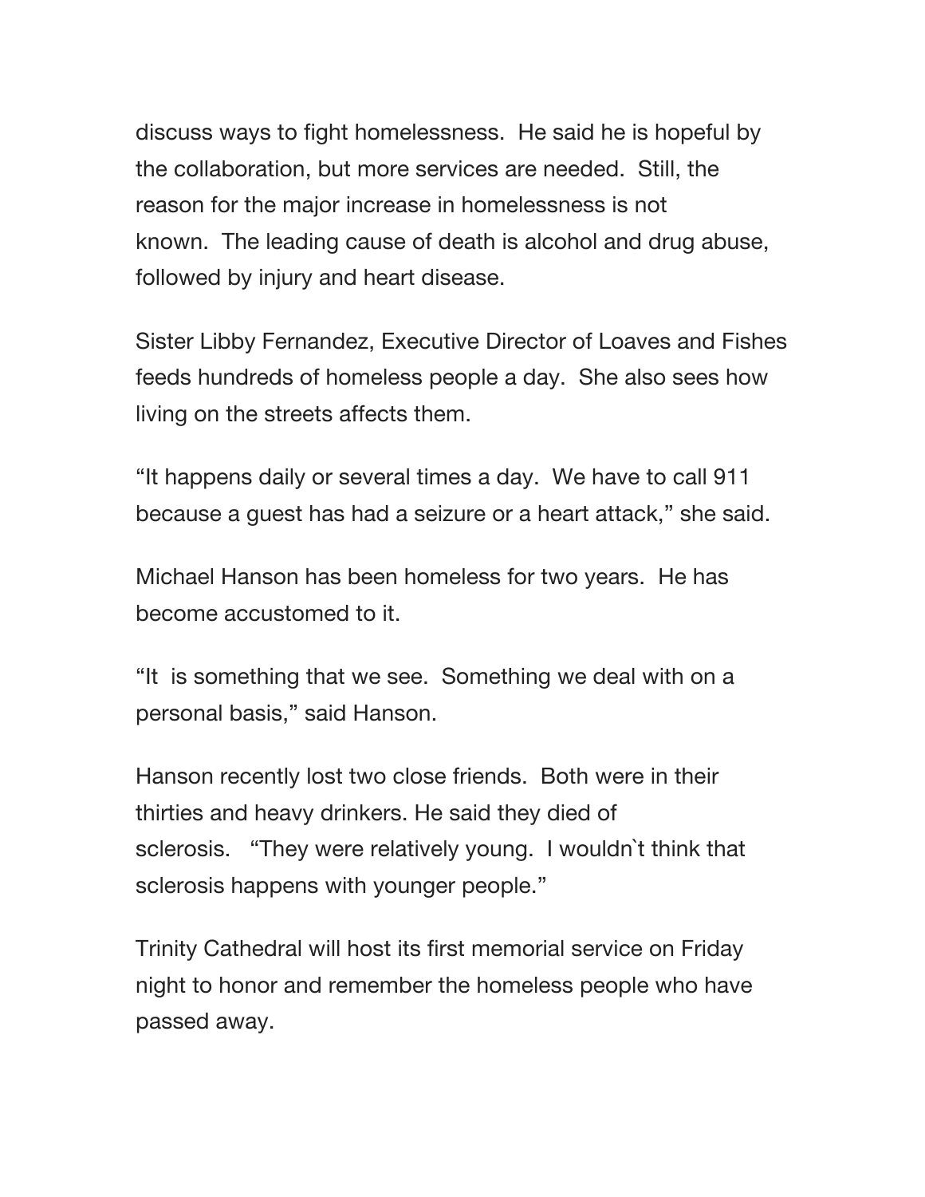discuss ways to fight homelessness. He said he is hopeful by the collaboration, but more services are needed. Still, the reason for the major increase in homelessness is not known. The leading cause of death is alcohol and drug abuse, followed by injury and heart disease.

Sister Libby Fernandez, Executive Director of Loaves and Fishes feeds hundreds of homeless people a day. She also sees how living on the streets affects them.

"It happens daily or several times a day. We have to call 911 because a guest has had a seizure or a heart attack," she said.

Michael Hanson has been homeless for two years. He has become accustomed to it.

"It is something that we see. Something we deal with on a personal basis," said Hanson.

Hanson recently lost two close friends. Both were in their thirties and heavy drinkers. He said they died of sclerosis. "They were relatively young. I wouldn`t think that sclerosis happens with younger people."

Trinity Cathedral will host its first memorial service on Friday night to honor and remember the homeless people who have passed away.